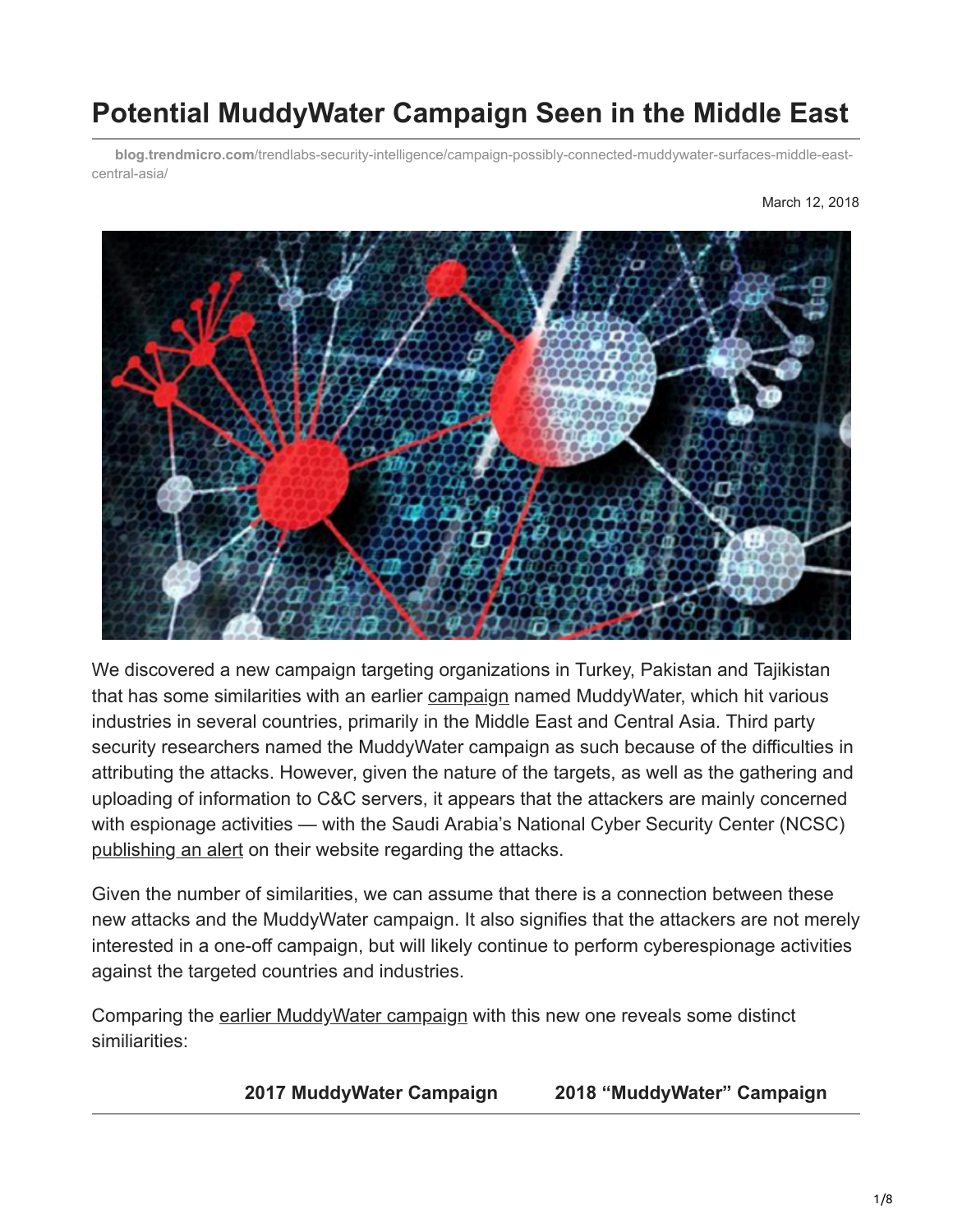# Potential MuddyWater Campaign Seen in the Middle East

**blog.trendmicro.com**/trendlabs-security-intelligence/campaign-possibly-connected-muddywater-surfaces-middle-east-central-asia/

March 12, 2018

We discovered a new campaign targeting organizations in Turkey, Pakistan and Tajikistan that has some similarities with an earlier campaign named MuddyWater, which hit various industries in several countries, primarily in the Middle East and Central Asia. Third party security researchers named the MuddyWater campaign as such because of the difficulties in attributing the attacks. However, given the nature of the targets, as well as the gathering and uploading of information to C&C servers, it appears that the attackers are mainly concerned with espionage activities — with the Saudi Arabia's National Cyber Security Center (NCSC) publishing an alert on their website regarding the attacks.

Given the number of similarities, we can assume that there is a connection between these new attacks and the MuddyWater campaign. It also signifies that the attackers are not merely interested in a one-off campaign, but will likely continue to perform cyberespionage activities against the targeted countries and industries.

Comparing the earlier MuddyWater campaign with this new one reveals some distinct similiarities:

| | 2017 MuddyWater Campaign | 2018 "MuddyWater" Campaign |
| --- | --- | --- |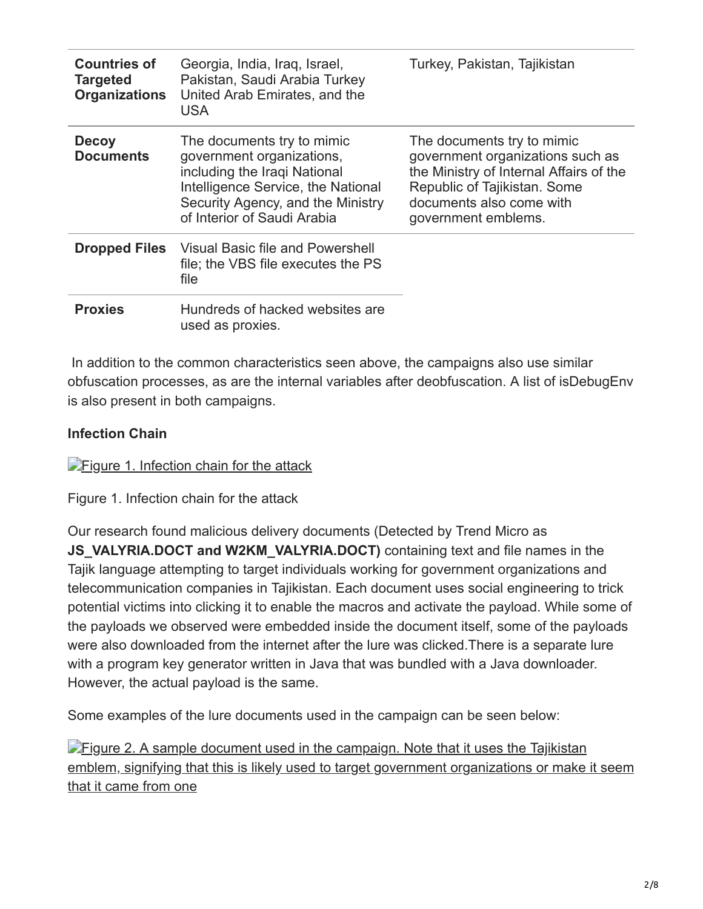| | | |
|---|---|---|
| **Countries of Targeted Organizations** | Georgia, India, Iraq, Israel, Pakistan, Saudi Arabia Turkey United Arab Emirates, and the USA | Turkey, Pakistan, Tajikistan |
| **Decoy Documents** | The documents try to mimic government organizations, including the Iraqi National Intelligence Service, the National Security Agency, and the Ministry of Interior of Saudi Arabia | The documents try to mimic government organizations such as the Ministry of Internal Affairs of the Republic of Tajikistan. Some documents also come with government emblems. |
| **Dropped Files** | Visual Basic file and Powershell file; the VBS file executes the PS file | |
| **Proxies** | Hundreds of hacked websites are used as proxies. | |

In addition to the common characteristics seen above, the campaigns also use similar obfuscation processes, as are the internal variables after deobfuscation. A list of isDebugEnv is also present in both campaigns.

**Infection Chain**

[Figure 1. Infection chain for the attack]

Figure 1. Infection chain for the attack

Our research found malicious delivery documents (Detected by Trend Micro as **JS_VALYRIA.DOCT and W2KM_VALYRIA.DOCT)** containing text and file names in the Tajik language attempting to target individuals working for government organizations and telecommunication companies in Tajikistan. Each document uses social engineering to trick potential victims into clicking it to enable the macros and activate the payload. While some of the payloads we observed were embedded inside the document itself, some of the payloads were also downloaded from the internet after the lure was clicked.There is a separate lure with a program key generator written in Java that was bundled with a Java downloader. However, the actual payload is the same.

Some examples of the lure documents used in the campaign can be seen below:

[Figure 2. A sample document used in the campaign. Note that it uses the Tajikistan emblem, signifying that this is likely used to target government organizations or make it seem that it came from one]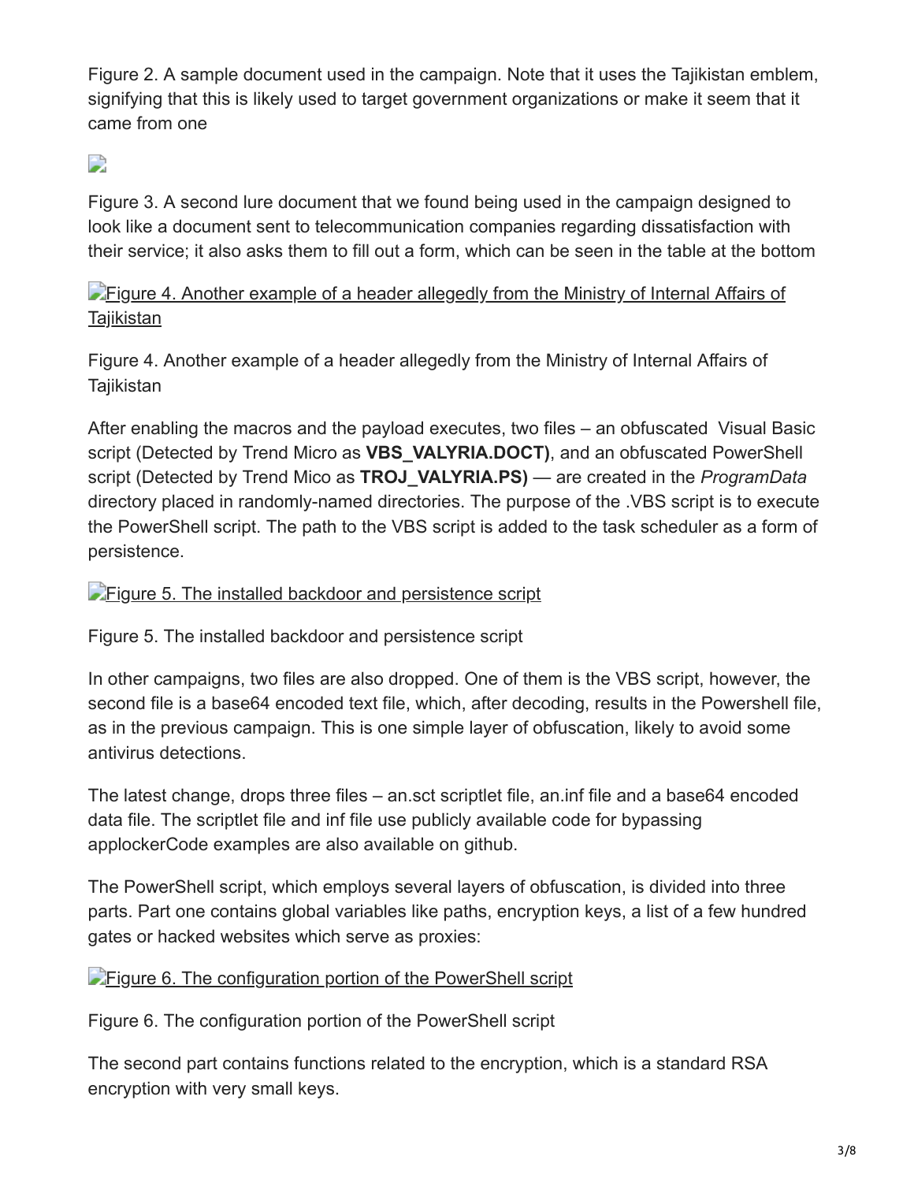Figure 2. A sample document used in the campaign. Note that it uses the Tajikistan emblem, signifying that this is likely used to target government organizations or make it seem that it came from one

Figure 3. A second lure document that we found being used in the campaign designed to look like a document sent to telecommunication companies regarding dissatisfaction with their service; it also asks them to fill out a form, which can be seen in the table at the bottom

Figure 4. Another example of a header allegedly from the Ministry of Internal Affairs of Tajikistan

Figure 4. Another example of a header allegedly from the Ministry of Internal Affairs of Tajikistan

After enabling the macros and the payload executes, two files – an obfuscated Visual Basic script (Detected by Trend Micro as **VBS_VALYRIA.DOCT)**, and an obfuscated PowerShell script (Detected by Trend Mico as **TROJ_VALYRIA.PS)** — are created in the *ProgramData* directory placed in randomly-named directories. The purpose of the .VBS script is to execute the PowerShell script. The path to the VBS script is added to the task scheduler as a form of persistence.

Figure 5. The installed backdoor and persistence script

Figure 5. The installed backdoor and persistence script

In other campaigns, two files are also dropped. One of them is the VBS script, however, the second file is a base64 encoded text file, which, after decoding, results in the Powershell file, as in the previous campaign. This is one simple layer of obfuscation, likely to avoid some antivirus detections.

The latest change, drops three files – an.sct scriptlet file, an.inf file and a base64 encoded data file. The scriptlet file and inf file use publicly available code for bypassing applockerCode examples are also available on github.

The PowerShell script, which employs several layers of obfuscation, is divided into three parts. Part one contains global variables like paths, encryption keys, a list of a few hundred gates or hacked websites which serve as proxies:

Figure 6. The configuration portion of the PowerShell script

Figure 6. The configuration portion of the PowerShell script

The second part contains functions related to the encryption, which is a standard RSA encryption with very small keys.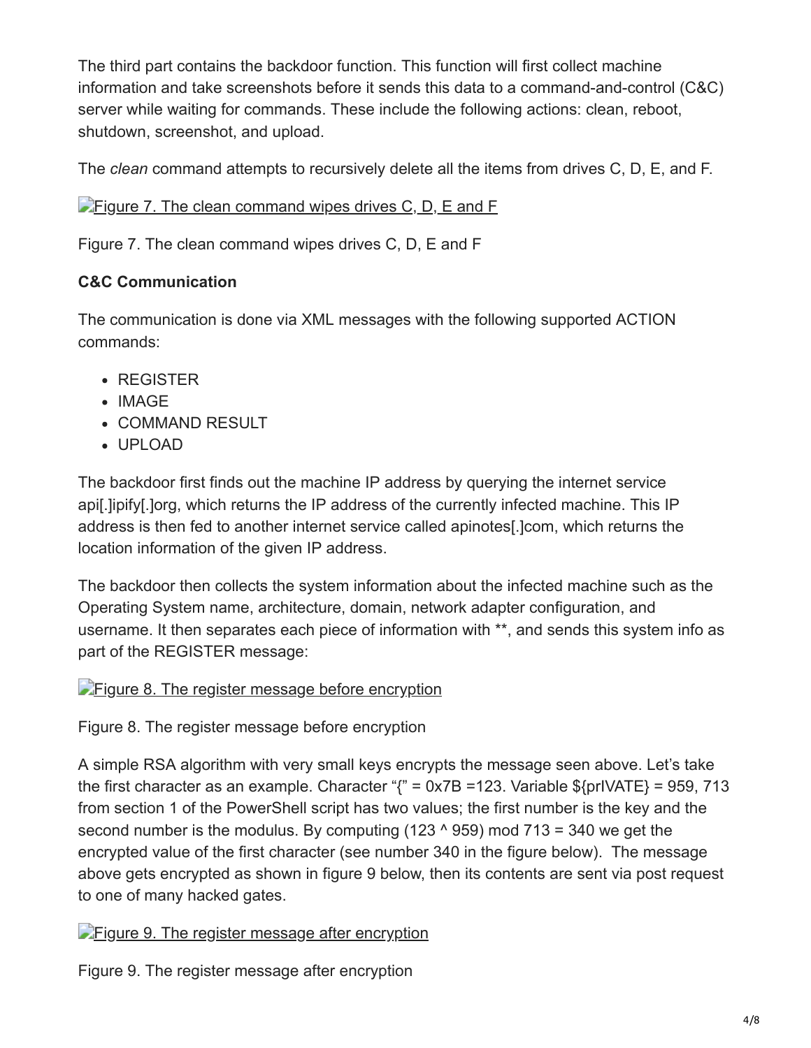The third part contains the backdoor function. This function will first collect machine information and take screenshots before it sends this data to a command-and-control (C&C) server while waiting for commands. These include the following actions: clean, reboot, shutdown, screenshot, and upload.

The *clean* command attempts to recursively delete all the items from drives C, D, E, and F.

[Figure 7. The clean command wipes drives C, D, E and F]

Figure 7. The clean command wipes drives C, D, E and F

**C&C Communication**

The communication is done via XML messages with the following supported ACTION commands:

- REGISTER
- IMAGE
- COMMAND RESULT
- UPLOAD

The backdoor first finds out the machine IP address by querying the internet service api[.]ipify[.]org, which returns the IP address of the currently infected machine. This IP address is then fed to another internet service called apinotes[.]com, which returns the location information of the given IP address.

The backdoor then collects the system information about the infected machine such as the Operating System name, architecture, domain, network adapter configuration, and username. It then separates each piece of information with **, and sends this system info as part of the REGISTER message:

[Figure 8. The register message before encryption]

Figure 8. The register message before encryption

A simple RSA algorithm with very small keys encrypts the message seen above. Let's take the first character as an example. Character "{" = 0x7B =123. Variable ${prIVATE} = 959, 713 from section 1 of the PowerShell script has two values; the first number is the key and the second number is the modulus. By computing (123 ^ 959) mod 713 = 340 we get the encrypted value of the first character (see number 340 in the figure below). The message above gets encrypted as shown in figure 9 below, then its contents are sent via post request to one of many hacked gates.

[Figure 9. The register message after encryption]

Figure 9. The register message after encryption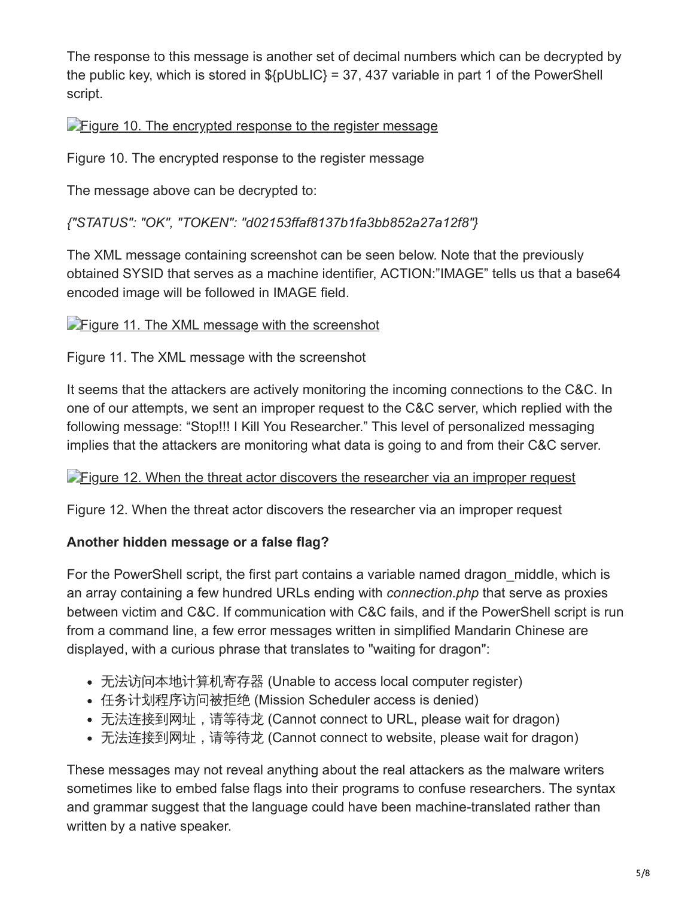The response to this message is another set of decimal numbers which can be decrypted by the public key, which is stored in ${pUbLIC} = 37, 437 variable in part 1 of the PowerShell script.

[Figure 10. The encrypted response to the register message]

Figure 10. The encrypted response to the register message

The message above can be decrypted to:

*{"STATUS": "OK", "TOKEN": "d02153ffaf8137b1fa3bb852a27a12f8"}*

The XML message containing screenshot can be seen below. Note that the previously obtained SYSID that serves as a machine identifier, ACTION:"IMAGE" tells us that a base64 encoded image will be followed in IMAGE field.

[Figure 11. The XML message with the screenshot]

Figure 11. The XML message with the screenshot

It seems that the attackers are actively monitoring the incoming connections to the C&C. In one of our attempts, we sent an improper request to the C&C server, which replied with the following message: "Stop!!! I Kill You Researcher." This level of personalized messaging implies that the attackers are monitoring what data is going to and from their C&C server.

[Figure 12. When the threat actor discovers the researcher via an improper request]

Figure 12. When the threat actor discovers the researcher via an improper request

**Another hidden message or a false flag?**

For the PowerShell script, the first part contains a variable named dragon_middle, which is an array containing a few hundred URLs ending with *connection.php* that serve as proxies between victim and C&C. If communication with C&C fails, and if the PowerShell script is run from a command line, a few error messages written in simplified Mandarin Chinese are displayed, with a curious phrase that translates to "waiting for dragon":

- 无法访问本地计算机寄存器 (Unable to access local computer register)
- 任务计划程序访问被拒绝 (Mission Scheduler access is denied)
- 无法连接到网址，请等待龙 (Cannot connect to URL, please wait for dragon)
- 无法连接到网址，请等待龙 (Cannot connect to website, please wait for dragon)

These messages may not reveal anything about the real attackers as the malware writers sometimes like to embed false flags into their programs to confuse researchers. The syntax and grammar suggest that the language could have been machine-translated rather than written by a native speaker.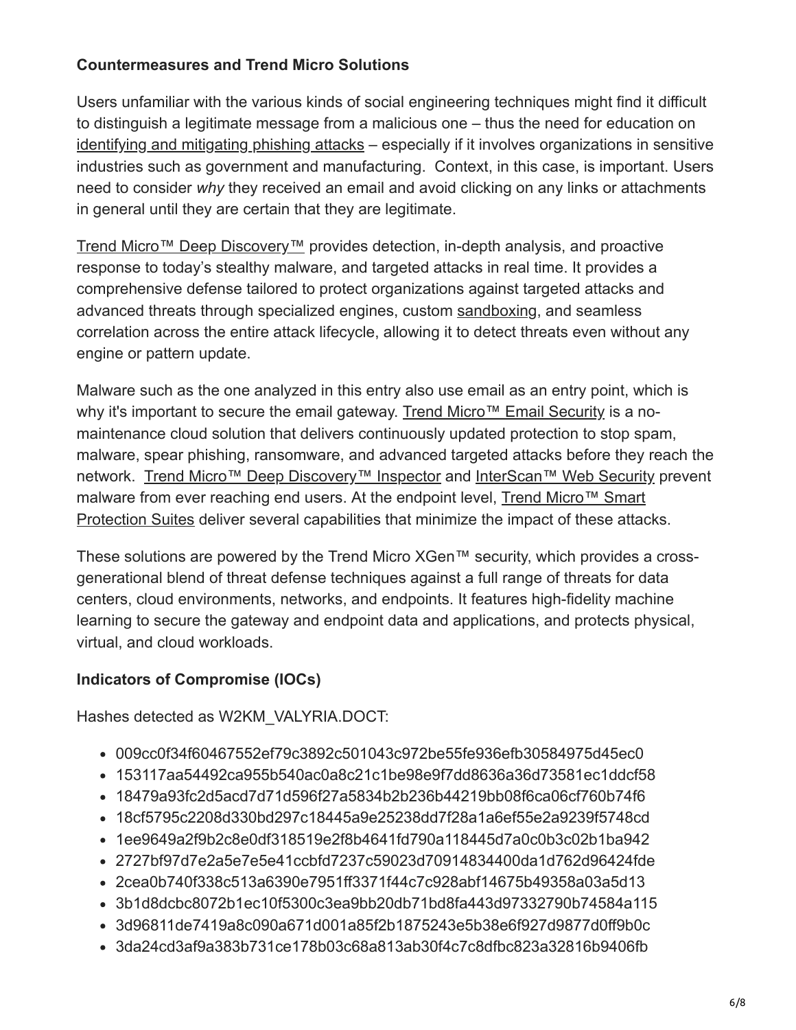**Countermeasures and Trend Micro Solutions**

Users unfamiliar with the various kinds of social engineering techniques might find it difficult to distinguish a legitimate message from a malicious one – thus the need for education on identifying and mitigating phishing attacks – especially if it involves organizations in sensitive industries such as government and manufacturing. Context, in this case, is important. Users need to consider *why* they received an email and avoid clicking on any links or attachments in general until they are certain that they are legitimate.

Trend Micro™ Deep Discovery™ provides detection, in-depth analysis, and proactive response to today's stealthy malware, and targeted attacks in real time. It provides a comprehensive defense tailored to protect organizations against targeted attacks and advanced threats through specialized engines, custom sandboxing, and seamless correlation across the entire attack lifecycle, allowing it to detect threats even without any engine or pattern update.

Malware such as the one analyzed in this entry also use email as an entry point, which is why it's important to secure the email gateway. Trend Micro™ Email Security is a no-maintenance cloud solution that delivers continuously updated protection to stop spam, malware, spear phishing, ransomware, and advanced targeted attacks before they reach the network. Trend Micro™ Deep Discovery™ Inspector and InterScan™ Web Security prevent malware from ever reaching end users. At the endpoint level, Trend Micro™ Smart Protection Suites deliver several capabilities that minimize the impact of these attacks.

These solutions are powered by the Trend Micro XGen™ security, which provides a cross-generational blend of threat defense techniques against a full range of threats for data centers, cloud environments, networks, and endpoints. It features high-fidelity machine learning to secure the gateway and endpoint data and applications, and protects physical, virtual, and cloud workloads.

**Indicators of Compromise (IOCs)**

Hashes detected as W2KM_VALYRIA.DOCT:

- 009cc0f34f60467552ef79c3892c501043c972be55fe936efb30584975d45ec0
- 153117aa54492ca955b540ac0a8c21c1be98e9f7dd8636a36d73581ec1ddcf58
- 18479a93fc2d5acd7d71d596f27a5834b2b236b44219bb08f6ca06cf760b74f6
- 18cf5795c2208d330bd297c18445a9e25238dd7f28a1a6ef55e2a9239f5748cd
- 1ee9649a2f9b2c8e0df318519e2f8b4641fd790a118445d7a0c0b3c02b1ba942
- 2727bf97d7e2a5e7e5e41ccbfd7237c59023d70914834400da1d762d96424fde
- 2cea0b740f338c513a6390e7951ff3371f44c7c928abf14675b49358a03a5d13
- 3b1d8dcbc8072b1ec10f5300c3ea9bb20db71bd8fa443d97332790b74584a115
- 3d96811de7419a8c090a671d001a85f2b1875243e5b38e6f927d9877d0ff9b0c
- 3da24cd3af9a383b731ce178b03c68a813ab30f4c7c8dfbc823a32816b9406fb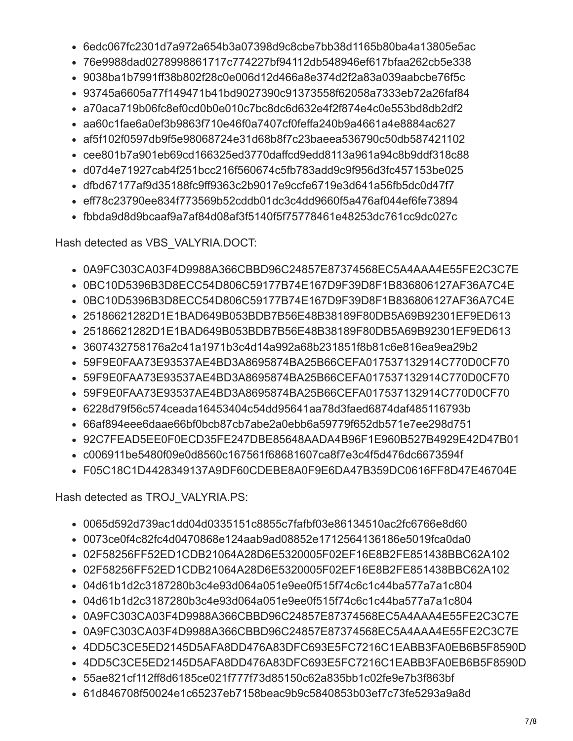- 6edc067fc2301d7a972a654b3a07398d9c8cbe7bb38d1165b80ba4a13805e5ac
- 76e9988dad0278998861717c774227bf94112db548946ef617bfaa262cb5e338
- 9038ba1b7991ff38b802f28c0e006d12d466a8e374d2f2a83a039aabcbe76f5c
- 93745a6605a77f149471b41bd9027390c91373558f62058a7333eb72a26faf84
- a70aca719b06fc8ef0cd0b0e010c7bc8dc6d632e4f2f874e4c0e553bd8db2df2
- aa60c1fae6a0ef3b9863f710e46f0a7407cf0feffa240b9a4661a4e8884ac627
- af5f102f0597db9f5e98068724e31d68b8f7c23baeea536790c50db587421102
- cee801b7a901eb69cd166325ed3770daffcd9edd8113a961a94c8b9ddf318c88
- d07d4e71927cab4f251bcc216f560674c5fb783add9c9f956d3fc457153be025
- dfbd67177af9d35188fc9ff9363c2b9017e9ccfe6719e3d641a56fb5dc0d47f7
- eff78c23790ee834f773569b52cddb01dc3c4dd9660f5a476af044ef6fe73894
- fbbda9d8d9bcaaf9a7af84d08af3f5140f5f75778461e48253dc761cc9dc027c

Hash detected as VBS_VALYRIA.DOCT:

- 0A9FC303CA03F4D9988A366CBBD96C24857E87374568EC5A4AAA4E55FE2C3C7E
- 0BC10D5396B3D8ECC54D806C59177B74E167D9F39D8F1B836806127AF36A7C4E
- 0BC10D5396B3D8ECC54D806C59177B74E167D9F39D8F1B836806127AF36A7C4E
- 25186621282D1E1BAD649B053BDB7B56E48B38189F80DB5A69B92301EF9ED613
- 25186621282D1E1BAD649B053BDB7B56E48B38189F80DB5A69B92301EF9ED613
- 3607432758176a2c41a1971b3c4d14a992a68b231851f8b81c6e816ea9ea29b2
- 59F9E0FAA73E93537AE4BD3A8695874BA25B66CEFA017537132914C770D0CF70
- 59F9E0FAA73E93537AE4BD3A8695874BA25B66CEFA017537132914C770D0CF70
- 59F9E0FAA73E93537AE4BD3A8695874BA25B66CEFA017537132914C770D0CF70
- 6228d79f56c574ceada16453404c54dd95641aa78d3faed6874daf485116793b
- 66af894eee6daae66bf0bcb87cb7abe2a0ebb6a59779f652db571e7ee298d751
- 92C7FEAD5EE0F0ECD35FE247DBE85648AADA4B96F1E960B527B4929E42D47B01
- c006911be5480f09e0d8560c167561f68681607ca8f7e3c4f5d476dc6673594f
- F05C18C1D4428349137A9DF60CDEBE8A0F9E6DA47B359DC0616FF8D47E46704E

Hash detected as TROJ_VALYRIA.PS:

- 0065d592d739ac1dd04d0335151c8855c7fafbf03e86134510ac2fc6766e8d60
- 0073ce0f4c82fc4d0470868e124aab9ad08852e1712564136186e5019fca0da0
- 02F58256FF52ED1CDB21064A28D6E5320005F02EF16E8B2FE851438BBC62A102
- 02F58256FF52ED1CDB21064A28D6E5320005F02EF16E8B2FE851438BBC62A102
- 04d61b1d2c3187280b3c4e93d064a051e9ee0f515f74c6c1c44ba577a7a1c804
- 04d61b1d2c3187280b3c4e93d064a051e9ee0f515f74c6c1c44ba577a7a1c804
- 0A9FC303CA03F4D9988A366CBBD96C24857E87374568EC5A4AAA4E55FE2C3C7E
- 0A9FC303CA03F4D9988A366CBBD96C24857E87374568EC5A4AAA4E55FE2C3C7E
- 4DD5C3CE5ED2145D5AFA8DD476A83DFC693E5FC7216C1EABB3FA0EB6B5F8590D
- 4DD5C3CE5ED2145D5AFA8DD476A83DFC693E5FC7216C1EABB3FA0EB6B5F8590D
- 55ae821cf112ff8d6185ce021f777f73d85150c62a835bb1c02fe9e7b3f863bf
- 61d846708f50024e1c65237eb7158beac9b9c5840853b03ef7c73fe5293a9a8d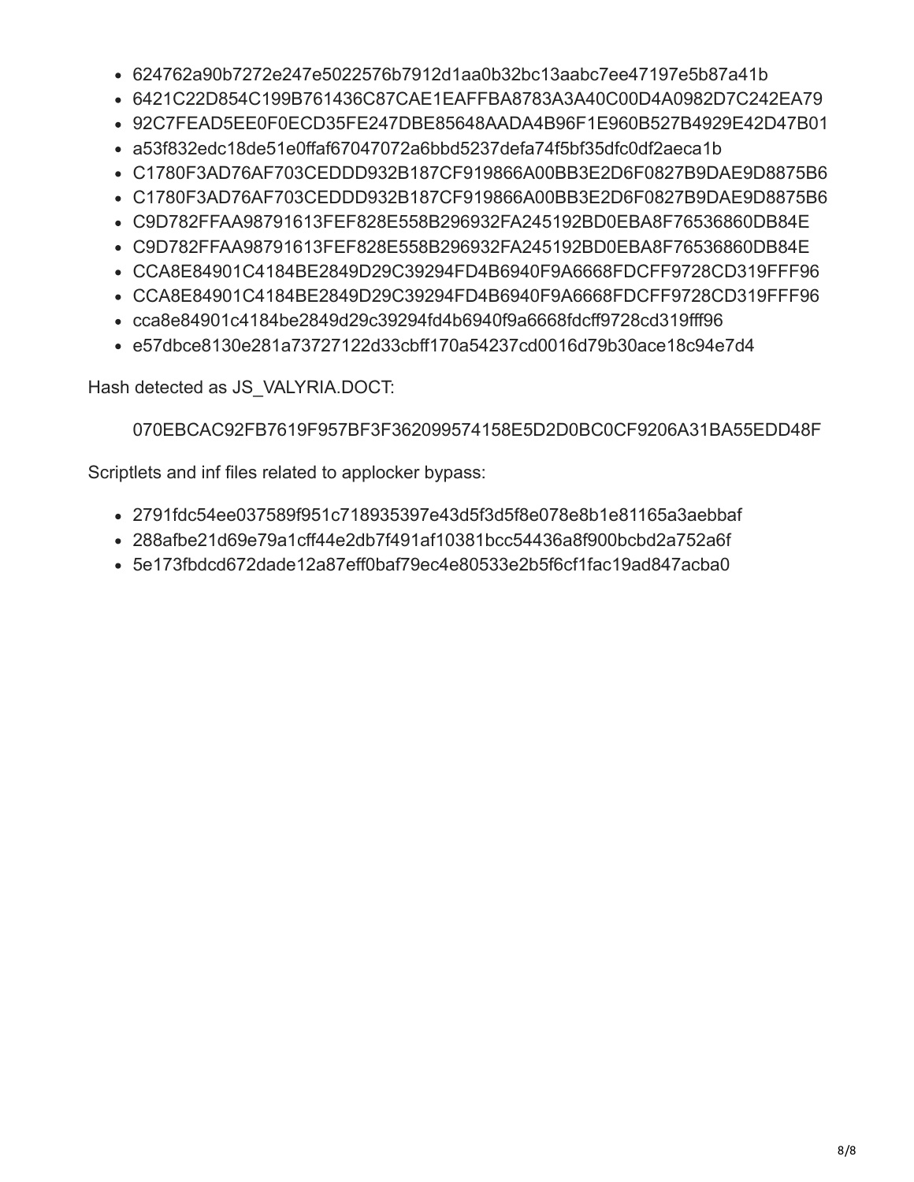- 624762a90b7272e247e5022576b7912d1aa0b32bc13aabc7ee47197e5b87a41b
- 6421C22D854C199B761436C87CAE1EAFFBA8783A3A40C00D4A0982D7C242EA79
- 92C7FEAD5EE0F0ECD35FE247DBE85648AADA4B96F1E960B527B4929E42D47B01
- a53f832edc18de51e0ffaf67047072a6bbd5237defa74f5bf35dfc0df2aeca1b
- C1780F3AD76AF703CEDDD932B187CF919866A00BB3E2D6F0827B9DAE9D8875B6
- C1780F3AD76AF703CEDDD932B187CF919866A00BB3E2D6F0827B9DAE9D8875B6
- C9D782FFAA98791613FEF828E558B296932FA245192BD0EBA8F76536860DB84E
- C9D782FFAA98791613FEF828E558B296932FA245192BD0EBA8F76536860DB84E
- CCA8E84901C4184BE2849D29C39294FD4B6940F9A6668FDCFF9728CD319FFF96
- CCA8E84901C4184BE2849D29C39294FD4B6940F9A6668FDCFF9728CD319FFF96
- cca8e84901c4184be2849d29c39294fd4b6940f9a6668fdcff9728cd319fff96
- e57dbce8130e281a73727122d33cbff170a54237cd0016d79b30ace18c94e7d4

Hash detected as JS_VALYRIA.DOCT:

070EBCAC92FB7619F957BF3F362099574158E5D2D0BC0CF9206A31BA55EDD48F

Scriptlets and inf files related to applocker bypass:

- 2791fdc54ee037589f951c718935397e43d5f3d5f8e078e8b1e81165a3aebbaf
- 288afbe21d69e79a1cff44e2db7f491af10381bcc54436a8f900bcbd2a752a6f
- 5e173fbdcd672dade12a87eff0baf79ec4e80533e2b5f6cf1fac19ad847acba0